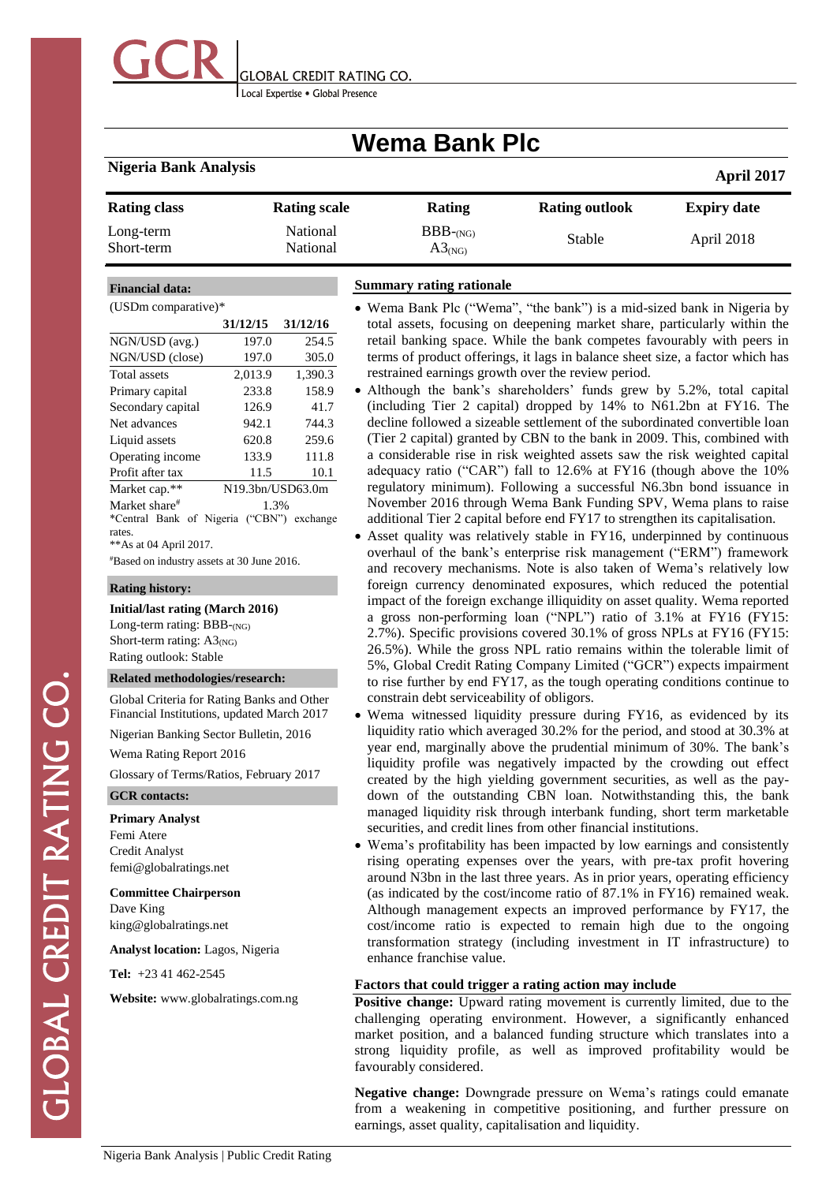# Wema Bank Plc

**Nigeria Bank Analysis** | **April 2017**

| Rating class | Rating scale | Rating | Rating outlook | Expiry date |
|---|---|---|---|---|
| Long-term | National | BBB-(NG) | Stable | April 2018 |
| Short-term | National | A3(NG) | | |

**Financial data:**

(USDm comparative)*

| | 31/12/15 | 31/12/16 |
|---|---|---|
| NGN/USD (avg.) | 197.0 | 254.5 |
| NGN/USD (close) | 197.0 | 305.0 |
| Total assets | 2,013.9 | 1,390.3 |
| Primary capital | 233.8 | 158.9 |
| Secondary capital | 126.9 | 41.7 |
| Net advances | 942.1 | 744.3 |
| Liquid assets | 620.8 | 259.6 |
| Operating income | 133.9 | 111.8 |
| Profit after tax | 11.5 | 10.1 |
| Market cap.** | N19.3bn/USD63.0m | |
| Market share# | 1.3% | |

*Central Bank of Nigeria ("CBN") exchange rates.

**As at 04 April 2017.

#Based on industry assets at 30 June 2016.

**Rating history:**

**Initial/last rating (March 2016)**
Long-term rating: BBB-(NG)
Short-term rating: A3(NG)
Rating outlook: Stable

**Related methodologies/research:**

Global Criteria for Rating Banks and Other Financial Institutions, updated March 2017

Nigerian Banking Sector Bulletin, 2016

Wema Rating Report 2016

Glossary of Terms/Ratios, February 2017

**GCR contacts:**

**Primary Analyst**
Femi Atere
Credit Analyst
femi@globalratings.net

**Committee Chairperson**
Dave King
king@globalratings.net

**Analyst location:** Lagos, Nigeria

**Tel:** +23 41 462-2545

**Website:** www.globalratings.com.ng

## Summary rating rationale

- Wema Bank Plc ("Wema", "the bank") is a mid-sized bank in Nigeria by total assets, focusing on deepening market share, particularly within the retail banking space. While the bank competes favourably with peers in terms of product offerings, it lags in balance sheet size, a factor which has restrained earnings growth over the review period.
- Although the bank's shareholders' funds grew by 5.2%, total capital (including Tier 2 capital) dropped by 14% to N61.2bn at FY16. The decline followed a sizeable settlement of the subordinated convertible loan (Tier 2 capital) granted by CBN to the bank in 2009. This, combined with a considerable rise in risk weighted assets saw the risk weighted capital adequacy ratio ("CAR") fall to 12.6% at FY16 (though above the 10% regulatory minimum). Following a successful N6.3bn bond issuance in November 2016 through Wema Bank Funding SPV, Wema plans to raise additional Tier 2 capital before end FY17 to strengthen its capitalisation.
- Asset quality was relatively stable in FY16, underpinned by continuous overhaul of the bank's enterprise risk management ("ERM") framework and recovery mechanisms. Note is also taken of Wema's relatively low foreign currency denominated exposures, which reduced the potential impact of the foreign exchange illiquidity on asset quality. Wema reported a gross non-performing loan ("NPL") ratio of 3.1% at FY16 (FY15: 2.7%). Specific provisions covered 30.1% of gross NPLs at FY16 (FY15: 26.5%). While the gross NPL ratio remains within the tolerable limit of 5%, Global Credit Rating Company Limited ("GCR") expects impairment to rise further by end FY17, as the tough operating conditions continue to constrain debt serviceability of obligors.
- Wema witnessed liquidity pressure during FY16, as evidenced by its liquidity ratio which averaged 30.2% for the period, and stood at 30.3% at year end, marginally above the prudential minimum of 30%. The bank's liquidity profile was negatively impacted by the crowding out effect created by the high yielding government securities, as well as the pay-down of the outstanding CBN loan. Notwithstanding this, the bank managed liquidity risk through interbank funding, short term marketable securities, and credit lines from other financial institutions.
- Wema's profitability has been impacted by low earnings and consistently rising operating expenses over the years, with pre-tax profit hovering around N3bn in the last three years. As in prior years, operating efficiency (as indicated by the cost/income ratio of 87.1% in FY16) remained weak. Although management expects an improved performance by FY17, the cost/income ratio is expected to remain high due to the ongoing transformation strategy (including investment in IT infrastructure) to enhance franchise value.

## Factors that could trigger a rating action may include

**Positive change:** Upward rating movement is currently limited, due to the challenging operating environment. However, a significantly enhanced market position, and a balanced funding structure which translates into a strong liquidity profile, as well as improved profitability would be favourably considered.

**Negative change:** Downgrade pressure on Wema's ratings could emanate from a weakening in competitive positioning, and further pressure on earnings, asset quality, capitalisation and liquidity.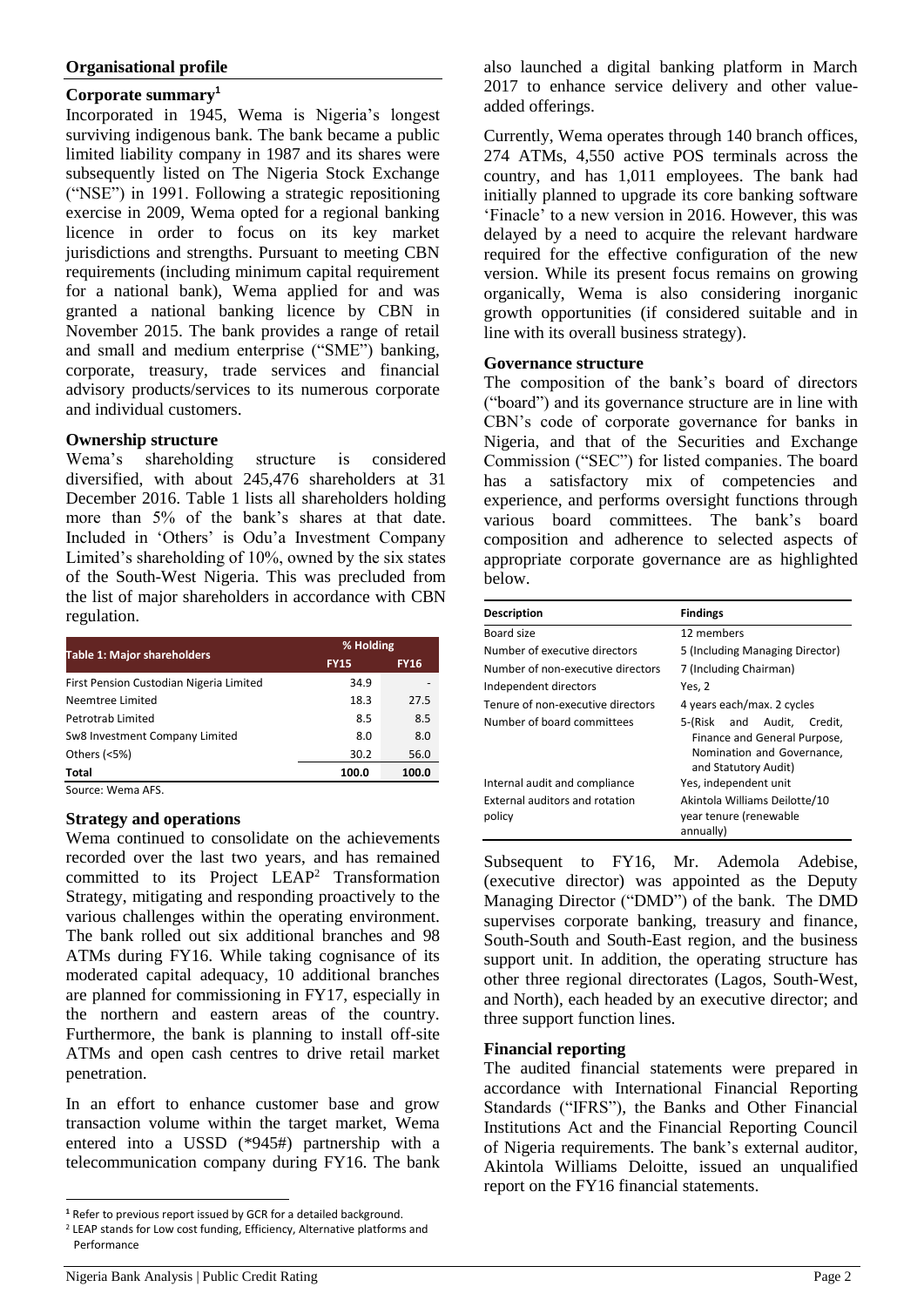## Organisational profile

### Corporate summary[1]

Incorporated in 1945, Wema is Nigeria's longest surviving indigenous bank. The bank became a public limited liability company in 1987 and its shares were subsequently listed on The Nigeria Stock Exchange ("NSE") in 1991. Following a strategic repositioning exercise in 2009, Wema opted for a regional banking licence in order to focus on its key market jurisdictions and strengths. Pursuant to meeting CBN requirements (including minimum capital requirement for a national bank), Wema applied for and was granted a national banking licence by CBN in November 2015. The bank provides a range of retail and small and medium enterprise ("SME") banking, corporate, treasury, trade services and financial advisory products/services to its numerous corporate and individual customers.

### Ownership structure

Wema's shareholding structure is considered diversified, with about 245,476 shareholders at 31 December 2016. Table 1 lists all shareholders holding more than 5% of the bank's shares at that date. Included in 'Others' is Odu'a Investment Company Limited's shareholding of 10%, owned by the six states of the South-West Nigeria. This was precluded from the list of major shareholders in accordance with CBN regulation.

| Table 1: Major shareholders | % Holding | |
|---|---|---|
| | FY15 | FY16 |
| First Pension Custodian Nigeria Limited | 34.9 | - |
| Neemtree Limited | 18.3 | 27.5 |
| Petrotrab Limited | 8.5 | 8.5 |
| Sw8 Investment Company Limited | 8.0 | 8.0 |
| Others (<5%) | 30.2 | 56.0 |
| **Total** | **100.0** | **100.0** |

Source: Wema AFS.

### Strategy and operations

Wema continued to consolidate on the achievements recorded over the last two years, and has remained committed to its Project LEAP[2] Transformation Strategy, mitigating and responding proactively to the various challenges within the operating environment. The bank rolled out six additional branches and 98 ATMs during FY16. While taking cognisance of its moderated capital adequacy, 10 additional branches are planned for commissioning in FY17, especially in the northern and eastern areas of the country. Furthermore, the bank is planning to install off-site ATMs and open cash centres to drive retail market penetration.

In an effort to enhance customer base and grow transaction volume within the target market, Wema entered into a USSD (*945#) partnership with a telecommunication company during FY16. The bank also launched a digital banking platform in March 2017 to enhance service delivery and other value-added offerings.

Currently, Wema operates through 140 branch offices, 274 ATMs, 4,550 active POS terminals across the country, and has 1,011 employees. The bank had initially planned to upgrade its core banking software 'Finacle' to a new version in 2016. However, this was delayed by a need to acquire the relevant hardware required for the effective configuration of the new version. While its present focus remains on growing organically, Wema is also considering inorganic growth opportunities (if considered suitable and in line with its overall business strategy).

### Governance structure

The composition of the bank's board of directors ("board") and its governance structure are in line with CBN's code of corporate governance for banks in Nigeria, and that of the Securities and Exchange Commission ("SEC") for listed companies. The board has a satisfactory mix of competencies and experience, and performs oversight functions through various board committees. The bank's board composition and adherence to selected aspects of appropriate corporate governance are as highlighted below.

| Description | Findings |
|---|---|
| Board size | 12 members |
| Number of executive directors | 5 (Including Managing Director) |
| Number of non-executive directors | 7 (Including Chairman) |
| Independent directors | Yes, 2 |
| Tenure of non-executive directors | 4 years each/max. 2 cycles |
| Number of board committees | 5-(Risk and Audit, Credit, Finance and General Purpose, Nomination and Governance, and Statutory Audit) |
| Internal audit and compliance | Yes, independent unit |
| External auditors and rotation policy | Akintola Williams Deilotte/10 year tenure (renewable annually) |

Subsequent to FY16, Mr. Ademola Adebise, (executive director) was appointed as the Deputy Managing Director ("DMD") of the bank. The DMD supervises corporate banking, treasury and finance, South-South and South-East region, and the business support unit. In addition, the operating structure has other three regional directorates (Lagos, South-West, and North), each headed by an executive director; and three support function lines.

### Financial reporting

The audited financial statements were prepared in accordance with International Financial Reporting Standards ("IFRS"), the Banks and Other Financial Institutions Act and the Financial Reporting Council of Nigeria requirements. The bank's external auditor, Akintola Williams Deloitte, issued an unqualified report on the FY16 financial statements.

[1] Refer to previous report issued by GCR for a detailed background.

[2] LEAP stands for Low cost funding, Efficiency, Alternative platforms and Performance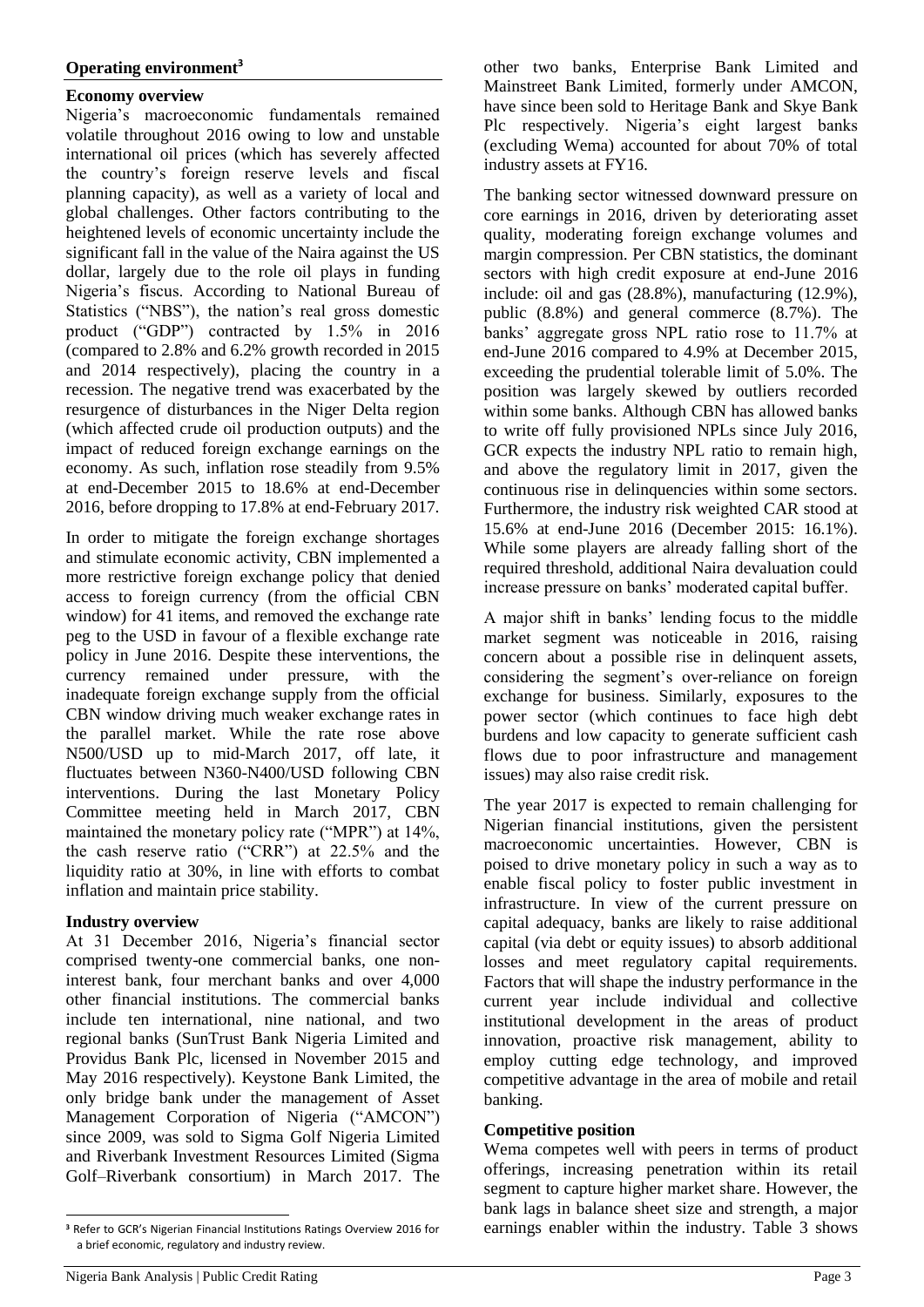## Operating environment[3]

### Economy overview

Nigeria's macroeconomic fundamentals remained volatile throughout 2016 owing to low and unstable international oil prices (which has severely affected the country's foreign reserve levels and fiscal planning capacity), as well as a variety of local and global challenges. Other factors contributing to the heightened levels of economic uncertainty include the significant fall in the value of the Naira against the US dollar, largely due to the role oil plays in funding Nigeria's fiscus. According to National Bureau of Statistics ("NBS"), the nation's real gross domestic product ("GDP") contracted by 1.5% in 2016 (compared to 2.8% and 6.2% growth recorded in 2015 and 2014 respectively), placing the country in a recession. The negative trend was exacerbated by the resurgence of disturbances in the Niger Delta region (which affected crude oil production outputs) and the impact of reduced foreign exchange earnings on the economy. As such, inflation rose steadily from 9.5% at end-December 2015 to 18.6% at end-December 2016, before dropping to 17.8% at end-February 2017.

In order to mitigate the foreign exchange shortages and stimulate economic activity, CBN implemented a more restrictive foreign exchange policy that denied access to foreign currency (from the official CBN window) for 41 items, and removed the exchange rate peg to the USD in favour of a flexible exchange rate policy in June 2016. Despite these interventions, the currency remained under pressure, with the inadequate foreign exchange supply from the official CBN window driving much weaker exchange rates in the parallel market. While the rate rose above N500/USD up to mid-March 2017, off late, it fluctuates between N360-N400/USD following CBN interventions. During the last Monetary Policy Committee meeting held in March 2017, CBN maintained the monetary policy rate ("MPR") at 14%, the cash reserve ratio ("CRR") at 22.5% and the liquidity ratio at 30%, in line with efforts to combat inflation and maintain price stability.

### Industry overview

At 31 December 2016, Nigeria's financial sector comprised twenty-one commercial banks, one non-interest bank, four merchant banks and over 4,000 other financial institutions. The commercial banks include ten international, nine national, and two regional banks (SunTrust Bank Nigeria Limited and Providus Bank Plc, licensed in November 2015 and May 2016 respectively). Keystone Bank Limited, the only bridge bank under the management of Asset Management Corporation of Nigeria ("AMCON") since 2009, was sold to Sigma Golf Nigeria Limited and Riverbank Investment Resources Limited (Sigma Golf–Riverbank consortium) in March 2017. The other two banks, Enterprise Bank Limited and Mainstreet Bank Limited, formerly under AMCON, have since been sold to Heritage Bank and Skye Bank Plc respectively. Nigeria's eight largest banks (excluding Wema) accounted for about 70% of total industry assets at FY16.

The banking sector witnessed downward pressure on core earnings in 2016, driven by deteriorating asset quality, moderating foreign exchange volumes and margin compression. Per CBN statistics, the dominant sectors with high credit exposure at end-June 2016 include: oil and gas (28.8%), manufacturing (12.9%), public (8.8%) and general commerce (8.7%). The banks' aggregate gross NPL ratio rose to 11.7% at end-June 2016 compared to 4.9% at December 2015, exceeding the prudential tolerable limit of 5.0%. The position was largely skewed by outliers recorded within some banks. Although CBN has allowed banks to write off fully provisioned NPLs since July 2016, GCR expects the industry NPL ratio to remain high, and above the regulatory limit in 2017, given the continuous rise in delinquencies within some sectors. Furthermore, the industry risk weighted CAR stood at 15.6% at end-June 2016 (December 2015: 16.1%). While some players are already falling short of the required threshold, additional Naira devaluation could increase pressure on banks' moderated capital buffer.

A major shift in banks' lending focus to the middle market segment was noticeable in 2016, raising concern about a possible rise in delinquent assets, considering the segment's over-reliance on foreign exchange for business. Similarly, exposures to the power sector (which continues to face high debt burdens and low capacity to generate sufficient cash flows due to poor infrastructure and management issues) may also raise credit risk.

The year 2017 is expected to remain challenging for Nigerian financial institutions, given the persistent macroeconomic uncertainties. However, CBN is poised to drive monetary policy in such a way as to enable fiscal policy to foster public investment in infrastructure. In view of the current pressure on capital adequacy, banks are likely to raise additional capital (via debt or equity issues) to absorb additional losses and meet regulatory capital requirements. Factors that will shape the industry performance in the current year include individual and collective institutional development in the areas of product innovation, proactive risk management, ability to employ cutting edge technology, and improved competitive advantage in the area of mobile and retail banking.

### Competitive position

Wema competes well with peers in terms of product offerings, increasing penetration within its retail segment to capture higher market share. However, the bank lags in balance sheet size and strength, a major earnings enabler within the industry. Table 3 shows

[3] Refer to GCR's Nigerian Financial Institutions Ratings Overview 2016 for a brief economic, regulatory and industry review.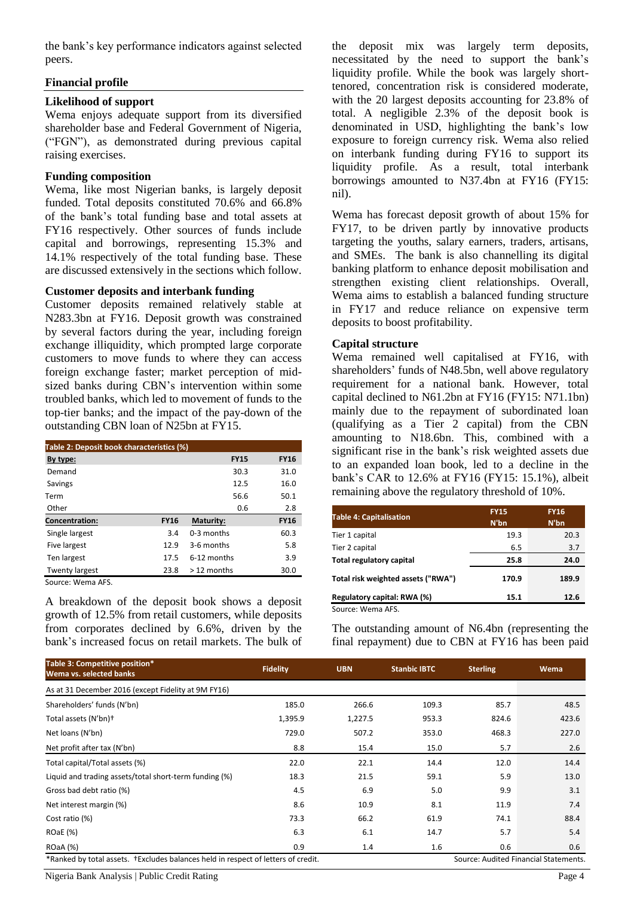the bank's key performance indicators against selected peers.

## Financial profile

### Likelihood of support

Wema enjoys adequate support from its diversified shareholder base and Federal Government of Nigeria, ("FGN"), as demonstrated during previous capital raising exercises.

### Funding composition

Wema, like most Nigerian banks, is largely deposit funded. Total deposits constituted 70.6% and 66.8% of the bank's total funding base and total assets at FY16 respectively. Other sources of funds include capital and borrowings, representing 15.3% and 14.1% respectively of the total funding base. These are discussed extensively in the sections which follow.

### Customer deposits and interbank funding

Customer deposits remained relatively stable at N283.3bn at FY16. Deposit growth was constrained by several factors during the year, including foreign exchange illiquidity, which prompted large corporate customers to move funds to where they can access foreign exchange faster; market perception of mid-sized banks during CBN's intervention within some troubled banks, which led to movement of funds to the top-tier banks; and the impact of the pay-down of the outstanding CBN loan of N25bn at FY15.

**Table 2: Deposit book characteristics (%)**

| By type: | | | FY15 | FY16 |
|---|---|---|---|---|
| Demand | | | 30.3 | 31.0 |
| Savings | | | 12.5 | 16.0 |
| Term | | | 56.6 | 50.1 |
| Other | | | 0.6 | 2.8 |
| **Concentration:** | **FY16** | **Maturity:** | | **FY16** |
| Single largest | 3.4 | 0-3 months | | 60.3 |
| Five largest | 12.9 | 3-6 months | | 5.8 |
| Ten largest | 17.5 | 6-12 months | | 3.9 |
| Twenty largest | 23.8 | > 12 months | | 30.0 |

Source: Wema AFS.

A breakdown of the deposit book shows a deposit growth of 12.5% from retail customers, while deposits from corporates declined by 6.6%, driven by the bank's increased focus on retail markets. The bulk of the deposit mix was largely term deposits, necessitated by the need to support the bank's liquidity profile. While the book was largely short-tenored, concentration risk is considered moderate, with the 20 largest deposits accounting for 23.8% of total. A negligible 2.3% of the deposit book is denominated in USD, highlighting the bank's low exposure to foreign currency risk. Wema also relied on interbank funding during FY16 to support its liquidity profile. As a result, total interbank borrowings amounted to N37.4bn at FY16 (FY15: nil).

Wema has forecast deposit growth of about 15% for FY17, to be driven partly by innovative products targeting the youths, salary earners, traders, artisans, and SMEs. The bank is also channelling its digital banking platform to enhance deposit mobilisation and strengthen existing client relationships. Overall, Wema aims to establish a balanced funding structure in FY17 and reduce reliance on expensive term deposits to boost profitability.

### Capital structure

Wema remained well capitalised at FY16, with shareholders' funds of N48.5bn, well above regulatory requirement for a national bank. However, total capital declined to N61.2bn at FY16 (FY15: N71.1bn) mainly due to the repayment of subordinated loan (qualifying as a Tier 2 capital) from the CBN amounting to N18.6bn. This, combined with a significant rise in the bank's risk weighted assets due to an expanded loan book, led to a decline in the bank's CAR to 12.6% at FY16 (FY15: 15.1%), albeit remaining above the regulatory threshold of 10%.

| Table 4: Capitalisation | FY15 N'bn | FY16 N'bn |
|---|---|---|
| Tier 1 capital | 19.3 | 20.3 |
| Tier 2 capital | 6.5 | 3.7 |
| **Total regulatory capital** | **25.8** | **24.0** |
| **Total risk weighted assets ("RWA")** | **170.9** | **189.9** |
| **Regulatory capital: RWA (%)** | **15.1** | **12.6** |

Source: Wema AFS.

The outstanding amount of N6.4bn (representing the final repayment) due to CBN at FY16 has been paid

| Table 3: Competitive position* Wema vs. selected banks | Fidelity | UBN | Stanbic IBTC | Sterling | Wema |
|---|---|---|---|---|---|
| As at 31 December 2016 (except Fidelity at 9M FY16) | | | | | |
| Shareholders' funds (N'bn) | 185.0 | 266.6 | 109.3 | 85.7 | 48.5 |
| Total assets (N'bn)† | 1,395.9 | 1,227.5 | 953.3 | 824.6 | 423.6 |
| Net loans (N'bn) | 729.0 | 507.2 | 353.0 | 468.3 | 227.0 |
| Net profit after tax (N'bn) | 8.8 | 15.4 | 15.0 | 5.7 | 2.6 |
| Total capital/Total assets (%) | 22.0 | 22.1 | 14.4 | 12.0 | 14.4 |
| Liquid and trading assets/total short-term funding (%) | 18.3 | 21.5 | 59.1 | 5.9 | 13.0 |
| Gross bad debt ratio (%) | 4.5 | 6.9 | 5.0 | 9.9 | 3.1 |
| Net interest margin (%) | 8.6 | 10.9 | 8.1 | 11.9 | 7.4 |
| Cost ratio (%) | 73.3 | 66.2 | 61.9 | 74.1 | 88.4 |
| ROaE (%) | 6.3 | 6.1 | 14.7 | 5.7 | 5.4 |
| ROaA (%) | 0.9 | 1.4 | 1.6 | 0.6 | 0.6 |

*Ranked by total assets. †Excludes balances held in respect of letters of credit. Source: Audited Financial Statements.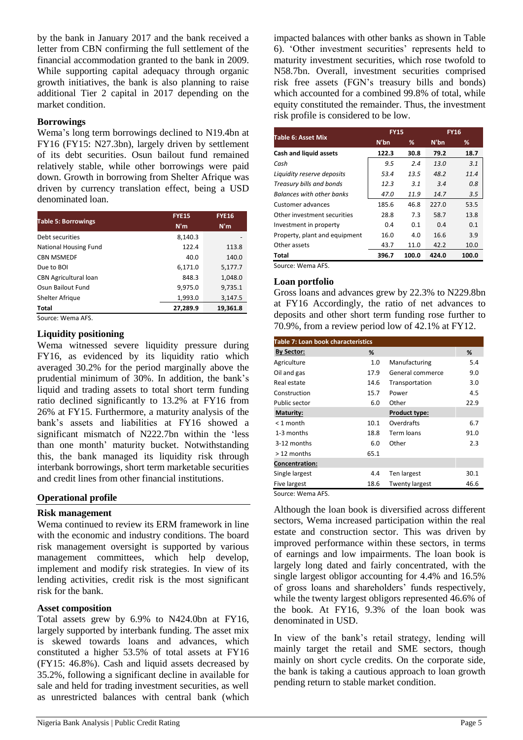by the bank in January 2017 and the bank received a letter from CBN confirming the full settlement of the financial accommodation granted to the bank in 2009. While supporting capital adequacy through organic growth initiatives, the bank is also planning to raise additional Tier 2 capital in 2017 depending on the market condition.

### Borrowings

Wema's long term borrowings declined to N19.4bn at FY16 (FY15: N27.3bn), largely driven by settlement of its debt securities. Osun bailout fund remained relatively stable, while other borrowings were paid down. Growth in borrowing from Shelter Afrique was driven by currency translation effect, being a USD denominated loan.

| Table 5: Borrowings | FYE15 N'm | FYE16 N'm |
|---|---|---|
| Debt securities | 8,140.3 | - |
| National Housing Fund | 122.4 | 113.8 |
| CBN MSMEDF | 40.0 | 140.0 |
| Due to BOI | 6,171.0 | 5,177.7 |
| CBN Agricultural loan | 848.3 | 1,048.0 |
| Osun Bailout Fund | 9,975.0 | 9,735.1 |
| Shelter Afrique | 1,993.0 | 3,147.5 |
| **Total** | **27,289.9** | **19,361.8** |

Source: Wema AFS.

### Liquidity positioning

Wema witnessed severe liquidity pressure during FY16, as evidenced by its liquidity ratio which averaged 30.2% for the period marginally above the prudential minimum of 30%. In addition, the bank's liquid and trading assets to total short term funding ratio declined significantly to 13.2% at FY16 from 26% at FY15. Furthermore, a maturity analysis of the bank's assets and liabilities at FY16 showed a significant mismatch of N222.7bn within the 'less than one month' maturity bucket. Notwithstanding this, the bank managed its liquidity risk through interbank borrowings, short term marketable securities and credit lines from other financial institutions.

## Operational profile

### Risk management

Wema continued to review its ERM framework in line with the economic and industry conditions. The board risk management oversight is supported by various management committees, which help develop, implement and modify risk strategies. In view of its lending activities, credit risk is the most significant risk for the bank.

### Asset composition

Total assets grew by 6.9% to N424.0bn at FY16, largely supported by interbank funding. The asset mix is skewed towards loans and advances, which constituted a higher 53.5% of total assets at FY16 (FY15: 46.8%). Cash and liquid assets decreased by 35.2%, following a significant decline in available for sale and held for trading investment securities, as well as unrestricted balances with central bank (which impacted balances with other banks as shown in Table 6). 'Other investment securities' represents held to maturity investment securities, which rose twofold to N58.7bn. Overall, investment securities comprised risk free assets (FGN's treasury bills and bonds) which accounted for a combined 99.8% of total, while equity constituted the remainder. Thus, the investment risk profile is considered to be low.

| Table 6: Asset Mix | FY15 | | FY16 | |
|---|---|---|---|---|
| | N'bn | % | N'bn | % |
| **Cash and liquid assets** | **122.3** | **30.8** | **79.2** | **18.7** |
| *Cash* | *9.5* | *2.4* | *13.0* | *3.1* |
| *Liquidity reserve deposits* | *53.4* | *13.5* | *48.2* | *11.4* |
| *Treasury bills and bonds* | *12.3* | *3.1* | *3.4* | *0.8* |
| *Balances with other banks* | *47.0* | *11.9* | *14.7* | *3.5* |
| Customer advances | 185.6 | 46.8 | 227.0 | 53.5 |
| Other investment securities | 28.8 | 7.3 | 58.7 | 13.8 |
| Investment in property | 0.4 | 0.1 | 0.4 | 0.1 |
| Property, plant and equipment | 16.0 | 4.0 | 16.6 | 3.9 |
| Other assets | 43.7 | 11.0 | 42.2 | 10.0 |
| **Total** | **396.7** | **100.0** | **424.0** | **100.0** |

Source: Wema AFS.

### Loan portfolio

Gross loans and advances grew by 22.3% to N229.8bn at FY16 Accordingly, the ratio of net advances to deposits and other short term funding rose further to 70.9%, from a review period low of 42.1% at FY12.

| Table 7: Loan book characteristics | | | |
|---|---|---|---|
| **By Sector:** | **%** | | **%** |
| Agriculture | 1.0 | Manufacturing | 5.4 |
| Oil and gas | 17.9 | General commerce | 9.0 |
| Real estate | 14.6 | Transportation | 3.0 |
| Construction | 15.7 | Power | 4.5 |
| Public sector | 6.0 | Other | 22.9 |
| **Maturity:** | | **Product type:** | |
| < 1 month | 10.1 | Overdrafts | 6.7 |
| 1-3 months | 18.8 | Term loans | 91.0 |
| 3-12 months | 6.0 | Other | 2.3 |
| > 12 months | 65.1 | | |
| **Concentration:** | | | |
| Single largest | 4.4 | Ten largest | 30.1 |
| Five largest | 18.6 | Twenty largest | 46.6 |

Source: Wema AFS.

Although the loan book is diversified across different sectors, Wema increased participation within the real estate and construction sector. This was driven by improved performance within these sectors, in terms of earnings and low impairments. The loan book is largely long dated and fairly concentrated, with the single largest obligor accounting for 4.4% and 16.5% of gross loans and shareholders' funds respectively, while the twenty largest obligors represented 46.6% of the book. At FY16, 9.3% of the loan book was denominated in USD.

In view of the bank's retail strategy, lending will mainly target the retail and SME sectors, though mainly on short cycle credits. On the corporate side, the bank is taking a cautious approach to loan growth pending return to stable market condition.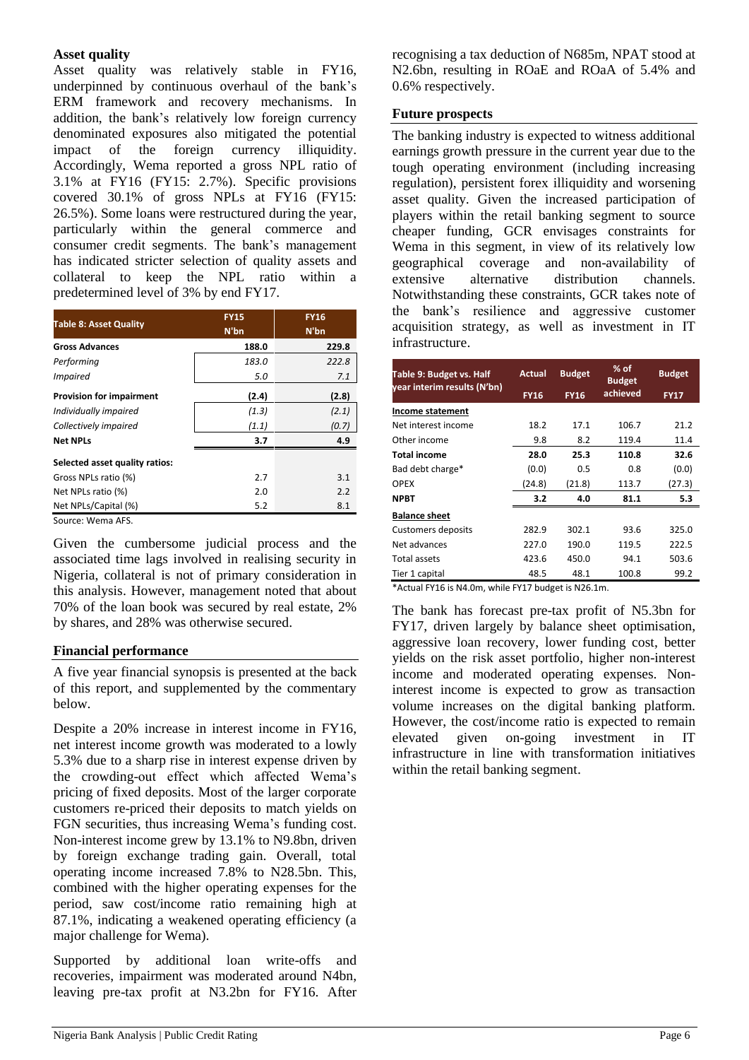### Asset quality

Asset quality was relatively stable in FY16, underpinned by continuous overhaul of the bank's ERM framework and recovery mechanisms. In addition, the bank's relatively low foreign currency denominated exposures also mitigated the potential impact of the foreign currency illiquidity. Accordingly, Wema reported a gross NPL ratio of 3.1% at FY16 (FY15: 2.7%). Specific provisions covered 30.1% of gross NPLs at FY16 (FY15: 26.5%). Some loans were restructured during the year, particularly within the general commerce and consumer credit segments. The bank's management has indicated stricter selection of quality assets and collateral to keep the NPL ratio within a predetermined level of 3% by end FY17.

| Table 8: Asset Quality | FY15 N'bn | FY16 N'bn |
|---|---|---|
| **Gross Advances** | **188.0** | **229.8** |
| *Performing* | *183.0* | *222.8* |
| *Impaired* | *5.0* | *7.1* |
| **Provision for impairment** | **(2.4)** | **(2.8)** |
| *Individually impaired* | *(1.3)* | *(2.1)* |
| *Collectively impaired* | *(1.1)* | *(0.7)* |
| **Net NPLs** | **3.7** | **4.9** |
| **Selected asset quality ratios:** | | |
| Gross NPLs ratio (%) | 2.7 | 3.1 |
| Net NPLs ratio (%) | 2.0 | 2.2 |
| Net NPLs/Capital (%) | 5.2 | 8.1 |

Source: Wema AFS.

Given the cumbersome judicial process and the associated time lags involved in realising security in Nigeria, collateral is not of primary consideration in this analysis. However, management noted that about 70% of the loan book was secured by real estate, 2% by shares, and 28% was otherwise secured.

### Financial performance

A five year financial synopsis is presented at the back of this report, and supplemented by the commentary below.

Despite a 20% increase in interest income in FY16, net interest income growth was moderated to a lowly 5.3% due to a sharp rise in interest expense driven by the crowding-out effect which affected Wema's pricing of fixed deposits. Most of the larger corporate customers re-priced their deposits to match yields on FGN securities, thus increasing Wema's funding cost. Non-interest income grew by 13.1% to N9.8bn, driven by foreign exchange trading gain. Overall, total operating income increased 7.8% to N28.5bn. This, combined with the higher operating expenses for the period, saw cost/income ratio remaining high at 87.1%, indicating a weakened operating efficiency (a major challenge for Wema).

Supported by additional loan write-offs and recoveries, impairment was moderated around N4bn, leaving pre-tax profit at N3.2bn for FY16. After recognising a tax deduction of N685m, NPAT stood at N2.6bn, resulting in ROaE and ROaA of 5.4% and 0.6% respectively.

### Future prospects

The banking industry is expected to witness additional earnings growth pressure in the current year due to the tough operating environment (including increasing regulation), persistent forex illiquidity and worsening asset quality. Given the increased participation of players within the retail banking segment to source cheaper funding, GCR envisages constraints for Wema in this segment, in view of its relatively low geographical coverage and non-availability of extensive alternative distribution channels. Notwithstanding these constraints, GCR takes note of the bank's resilience and aggressive customer acquisition strategy, as well as investment in IT infrastructure.

| Table 9: Budget vs. Half year interim results (N'bn) | Actual FY16 | Budget FY16 | % of Budget achieved | Budget FY17 |
|---|---|---|---|---|
| **Income statement** | | | | |
| Net interest income | 18.2 | 17.1 | 106.7 | 21.2 |
| Other income | 9.8 | 8.2 | 119.4 | 11.4 |
| **Total income** | **28.0** | **25.3** | **110.8** | **32.6** |
| Bad debt charge* | (0.0) | 0.5 | 0.8 | (0.0) |
| OPEX | (24.8) | (21.8) | 113.7 | (27.3) |
| **NPBT** | **3.2** | **4.0** | **81.1** | **5.3** |
| **Balance sheet** | | | | |
| Customers deposits | 282.9 | 302.1 | 93.6 | 325.0 |
| Net advances | 227.0 | 190.0 | 119.5 | 222.5 |
| Total assets | 423.6 | 450.0 | 94.1 | 503.6 |
| Tier 1 capital | 48.5 | 48.1 | 100.8 | 99.2 |

*Actual FY16 is N4.0m, while FY17 budget is N26.1m.

The bank has forecast pre-tax profit of N5.3bn for FY17, driven largely by balance sheet optimisation, aggressive loan recovery, lower funding cost, better yields on the risk asset portfolio, higher non-interest income and moderated operating expenses. Non-interest income is expected to grow as transaction volume increases on the digital banking platform. However, the cost/income ratio is expected to remain elevated given on-going investment in IT infrastructure in line with transformation initiatives within the retail banking segment.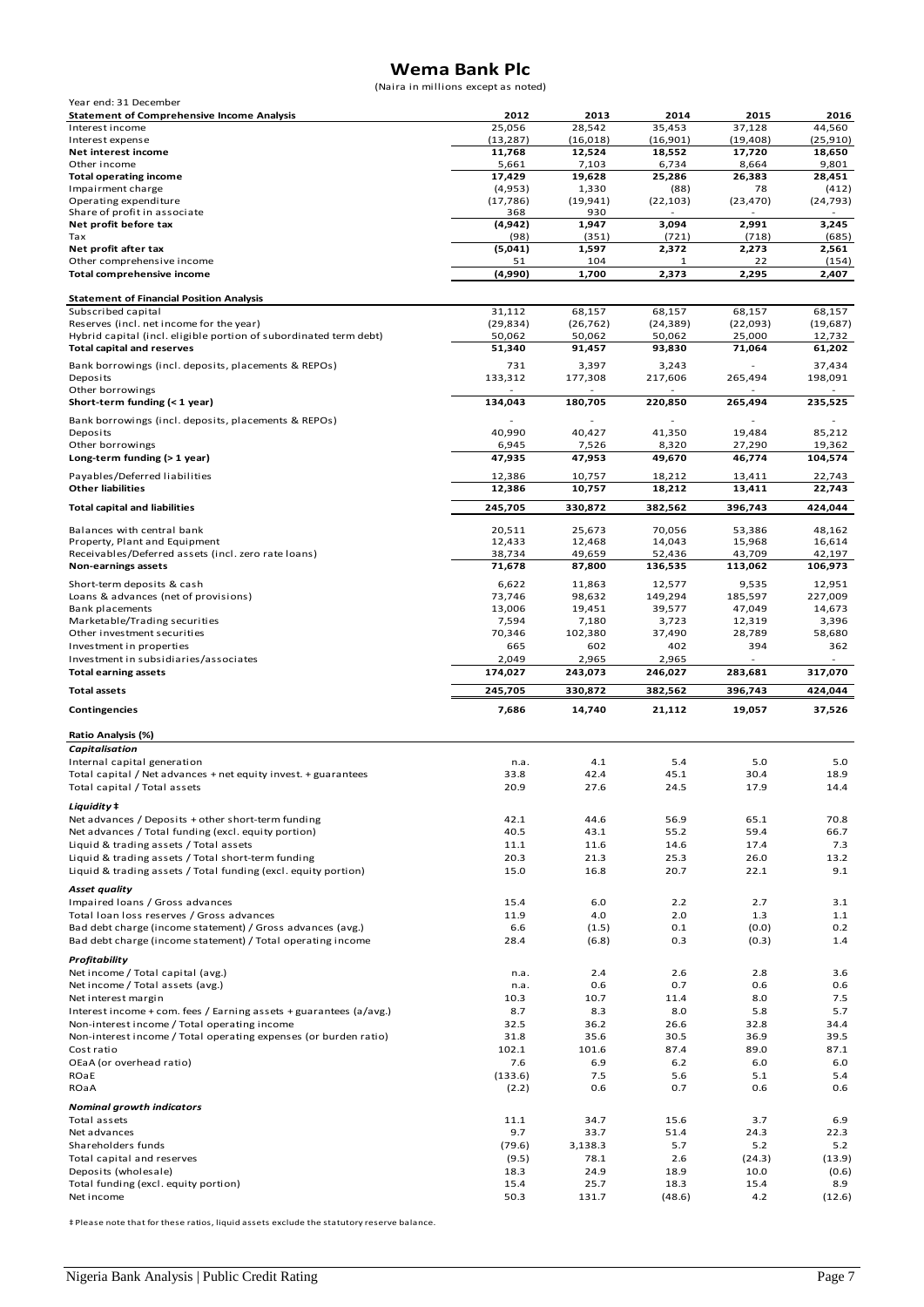# Wema Bank Plc

(Naira in millions except as noted)

| Year end: 31 December | | | | | |
|---|---|---|---|---|---|
| **Statement of Comprehensive Income Analysis** | **2012** | **2013** | **2014** | **2015** | **2016** |
| Interest income | 25,056 | 28,542 | 35,453 | 37,128 | 44,560 |
| Interest expense | (13,287) | (16,018) | (16,901) | (19,408) | (25,910) |
| **Net interest income** | **11,768** | **12,524** | **18,552** | **17,720** | **18,650** |
| Other income | 5,661 | 7,103 | 6,734 | 8,664 | 9,801 |
| **Total operating income** | **17,429** | **19,628** | **25,286** | **26,383** | **28,451** |
| Impairment charge | (4,953) | 1,330 | (88) | 78 | (412) |
| Operating expenditure | (17,786) | (19,941) | (22,103) | (23,470) | (24,793) |
| Share of profit in associate | 368 | 930 | - | - | - |
| **Net profit before tax** | **(4,942)** | **1,947** | **3,094** | **2,991** | **3,245** |
| Tax | (98) | (351) | (721) | (718) | (685) |
| **Net profit after tax** | **(5,041)** | **1,597** | **2,372** | **2,273** | **2,561** |
| Other comprehensive income | 51 | 104 | 1 | 22 | (154) |
| **Total comprehensive income** | **(4,990)** | **1,700** | **2,373** | **2,295** | **2,407** |
| | | | | | |
| **Statement of Financial Position Analysis** | | | | | |
| Subscribed capital | 31,112 | 68,157 | 68,157 | 68,157 | 68,157 |
| Reserves (incl. net income for the year) | (29,834) | (26,762) | (24,389) | (22,093) | (19,687) |
| Hybrid capital (incl. eligible portion of subordinated term debt) | 50,062 | 50,062 | 50,062 | 25,000 | 12,732 |
| **Total capital and reserves** | **51,340** | **91,457** | **93,830** | **71,064** | **61,202** |
| Bank borrowings (incl. deposits, placements & REPOs) | 731 | 3,397 | 3,243 | - | 37,434 |
| Deposits | 133,312 | 177,308 | 217,606 | 265,494 | 198,091 |
| Other borrowings | - | - | - | - | - |
| **Short-term funding (< 1 year)** | **134,043** | **180,705** | **220,850** | **265,494** | **235,525** |
| Bank borrowings (incl. deposits, placements & REPOs) | - | - | - | - | - |
| Deposits | 40,990 | 40,427 | 41,350 | 19,484 | 85,212 |
| Other borrowings | 6,945 | 7,526 | 8,320 | 27,290 | 19,362 |
| **Long-term funding (> 1 year)** | **47,935** | **47,953** | **49,670** | **46,774** | **104,574** |
| Payables/Deferred liabilities | 12,386 | 10,757 | 18,212 | 13,411 | 22,743 |
| **Other liabilities** | **12,386** | **10,757** | **18,212** | **13,411** | **22,743** |
| **Total capital and liabilities** | **245,705** | **330,872** | **382,562** | **396,743** | **424,044** |
| Balances with central bank | 20,511 | 25,673 | 70,056 | 53,386 | 48,162 |
| Property, Plant and Equipment | 12,433 | 12,468 | 14,043 | 15,968 | 16,614 |
| Receivables/Deferred assets (incl. zero rate loans) | 38,734 | 49,659 | 52,436 | 43,709 | 42,197 |
| **Non-earnings assets** | **71,678** | **87,800** | **136,535** | **113,062** | **106,973** |
| Short-term deposits & cash | 6,622 | 11,863 | 12,577 | 9,535 | 12,951 |
| Loans & advances (net of provisions) | 73,746 | 98,632 | 149,294 | 185,597 | 227,009 |
| Bank placements | 13,006 | 19,451 | 39,577 | 47,049 | 14,673 |
| Marketable/Trading securities | 7,594 | 7,180 | 3,723 | 12,319 | 3,396 |
| Other investment securities | 70,346 | 102,380 | 37,490 | 28,789 | 58,680 |
| Investment in properties | 665 | 602 | 402 | 394 | 362 |
| Investment in subsidiaries/associates | 2,049 | 2,965 | 2,965 | - | - |
| **Total earning assets** | **174,027** | **243,073** | **246,027** | **283,681** | **317,070** |
| **Total assets** | **245,705** | **330,872** | **382,562** | **396,743** | **424,044** |
| **Contingencies** | **7,686** | **14,740** | **21,112** | **19,057** | **37,526** |
| | | | | | |
| **Ratio Analysis (%)** | | | | | |
| ***Capitalisation*** | | | | | |
| Internal capital generation | n.a. | 4.1 | 5.4 | 5.0 | 5.0 |
| Total capital / Net advances + net equity invest. + guarantees | 33.8 | 42.4 | 45.1 | 30.4 | 18.9 |
| Total capital / Total assets | 20.9 | 27.6 | 24.5 | 17.9 | 14.4 |
| ***Liquidity ‡*** | | | | | |
| Net advances / Deposits + other short-term funding | 42.1 | 44.6 | 56.9 | 65.1 | 70.8 |
| Net advances / Total funding (excl. equity portion) | 40.5 | 43.1 | 55.2 | 59.4 | 66.7 |
| Liquid & trading assets / Total assets | 11.1 | 11.6 | 14.6 | 17.4 | 7.3 |
| Liquid & trading assets / Total short-term funding | 20.3 | 21.3 | 25.3 | 26.0 | 13.2 |
| Liquid & trading assets / Total funding (excl. equity portion) | 15.0 | 16.8 | 20.7 | 22.1 | 9.1 |
| ***Asset quality*** | | | | | |
| Impaired loans / Gross advances | 15.4 | 6.0 | 2.2 | 2.7 | 3.1 |
| Total loan loss reserves / Gross advances | 11.9 | 4.0 | 2.0 | 1.3 | 1.1 |
| Bad debt charge (income statement) / Gross advances (avg.) | 6.6 | (1.5) | 0.1 | (0.0) | 0.2 |
| Bad debt charge (income statement) / Total operating income | 28.4 | (6.8) | 0.3 | (0.3) | 1.4 |
| ***Profitability*** | | | | | |
| Net income / Total capital (avg.) | n.a. | 2.4 | 2.6 | 2.8 | 3.6 |
| Net income / Total assets (avg.) | n.a. | 0.6 | 0.7 | 0.6 | 0.6 |
| Net interest margin | 10.3 | 10.7 | 11.4 | 8.0 | 7.5 |
| Interest income + com. fees / Earning assets + guarantees (a/avg.) | 8.7 | 8.3 | 8.0 | 5.8 | 5.7 |
| Non-interest income / Total operating income | 32.5 | 36.2 | 26.6 | 32.8 | 34.4 |
| Non-interest income / Total operating expenses (or burden ratio) | 31.8 | 35.6 | 30.5 | 36.9 | 39.5 |
| Cost ratio | 102.1 | 101.6 | 87.4 | 89.0 | 87.1 |
| OEaA (or overhead ratio) | 7.6 | 6.9 | 6.2 | 6.0 | 6.0 |
| ROaE | (133.6) | 7.5 | 5.6 | 5.1 | 5.4 |
| ROaA | (2.2) | 0.6 | 0.7 | 0.6 | 0.6 |
| ***Nominal growth indicators*** | | | | | |
| Total assets | 11.1 | 34.7 | 15.6 | 3.7 | 6.9 |
| Net advances | 9.7 | 33.7 | 51.4 | 24.3 | 22.3 |
| Shareholders funds | (79.6) | 3,138.3 | 5.7 | 5.2 | 5.2 |
| Total capital and reserves | (9.5) | 78.1 | 2.6 | (24.3) | (13.9) |
| Deposits (wholesale) | 18.3 | 24.9 | 18.9 | 10.0 | (0.6) |
| Total funding (excl. equity portion) | 15.4 | 25.7 | 18.3 | 15.4 | 8.9 |
| Net income | 50.3 | 131.7 | (48.6) | 4.2 | (12.6) |

‡ Please note that for these ratios, liquid assets exclude the statutory reserve balance.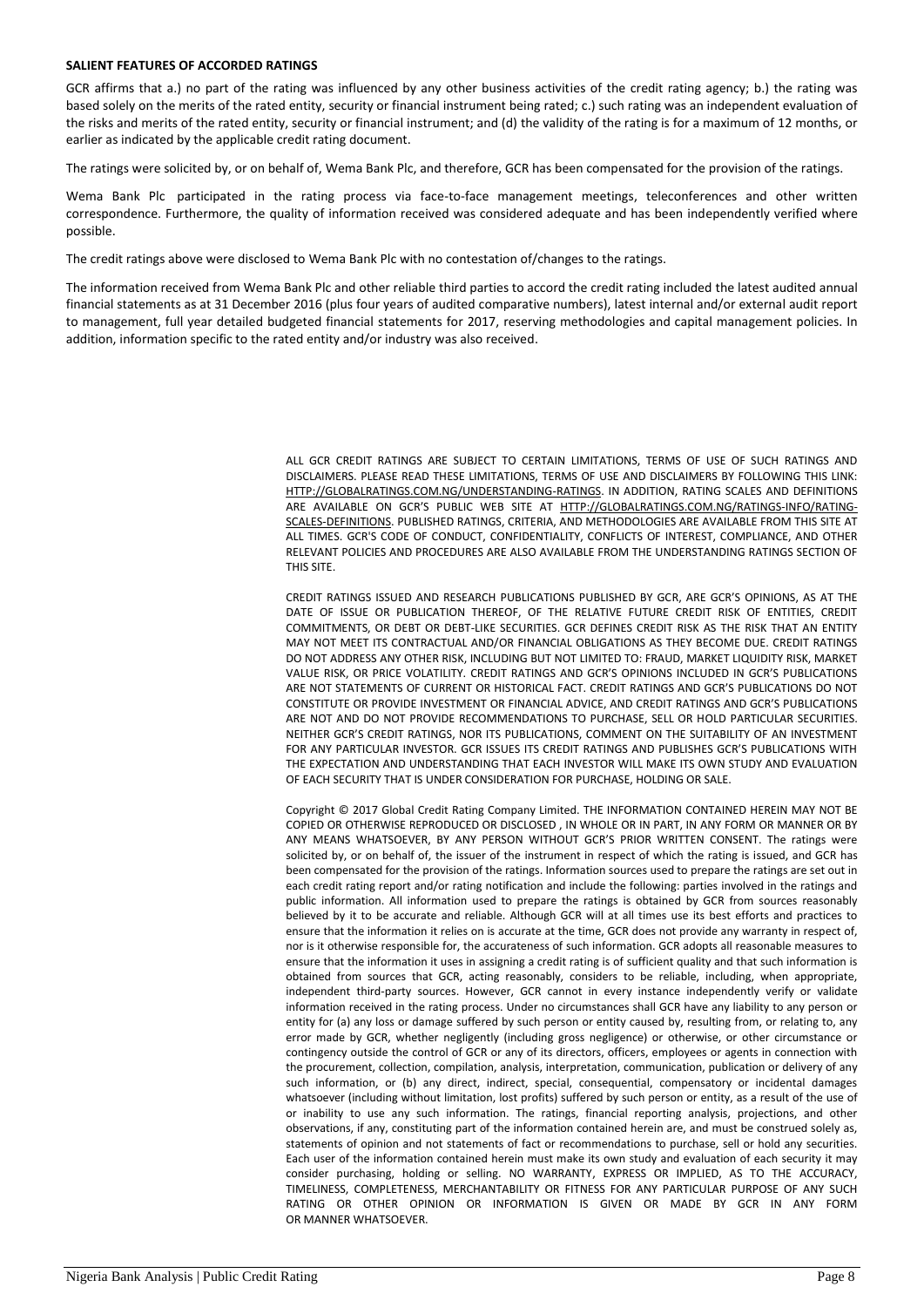**SALIENT FEATURES OF ACCORDED RATINGS**

GCR affirms that a.) no part of the rating was influenced by any other business activities of the credit rating agency; b.) the rating was based solely on the merits of the rated entity, security or financial instrument being rated; c.) such rating was an independent evaluation of the risks and merits of the rated entity, security or financial instrument; and (d) the validity of the rating is for a maximum of 12 months, or earlier as indicated by the applicable credit rating document.

The ratings were solicited by, or on behalf of, Wema Bank Plc, and therefore, GCR has been compensated for the provision of the ratings.

Wema Bank Plc participated in the rating process via face-to-face management meetings, teleconferences and other written correspondence. Furthermore, the quality of information received was considered adequate and has been independently verified where possible.

The credit ratings above were disclosed to Wema Bank Plc with no contestation of/changes to the ratings.

The information received from Wema Bank Plc and other reliable third parties to accord the credit rating included the latest audited annual financial statements as at 31 December 2016 (plus four years of audited comparative numbers), latest internal and/or external audit report to management, full year detailed budgeted financial statements for 2017, reserving methodologies and capital management policies. In addition, information specific to the rated entity and/or industry was also received.

ALL GCR CREDIT RATINGS ARE SUBJECT TO CERTAIN LIMITATIONS, TERMS OF USE OF SUCH RATINGS AND DISCLAIMERS. PLEASE READ THESE LIMITATIONS, TERMS OF USE AND DISCLAIMERS BY FOLLOWING THIS LINK: HTTP://GLOBALRATINGS.COM.NG/UNDERSTANDING-RATINGS. IN ADDITION, RATING SCALES AND DEFINITIONS ARE AVAILABLE ON GCR'S PUBLIC WEB SITE AT HTTP://GLOBALRATINGS.COM.NG/RATINGS-INFO/RATING-SCALES-DEFINITIONS. PUBLISHED RATINGS, CRITERIA, AND METHODOLOGIES ARE AVAILABLE FROM THIS SITE AT ALL TIMES. GCR'S CODE OF CONDUCT, CONFIDENTIALITY, CONFLICTS OF INTEREST, COMPLIANCE, AND OTHER RELEVANT POLICIES AND PROCEDURES ARE ALSO AVAILABLE FROM THE UNDERSTANDING RATINGS SECTION OF THIS SITE.

CREDIT RATINGS ISSUED AND RESEARCH PUBLICATIONS PUBLISHED BY GCR, ARE GCR'S OPINIONS, AS AT THE DATE OF ISSUE OR PUBLICATION THEREOF, OF THE RELATIVE FUTURE CREDIT RISK OF ENTITIES, CREDIT COMMITMENTS, OR DEBT OR DEBT-LIKE SECURITIES. GCR DEFINES CREDIT RISK AS THE RISK THAT AN ENTITY MAY NOT MEET ITS CONTRACTUAL AND/OR FINANCIAL OBLIGATIONS AS THEY BECOME DUE. CREDIT RATINGS DO NOT ADDRESS ANY OTHER RISK, INCLUDING BUT NOT LIMITED TO: FRAUD, MARKET LIQUIDITY RISK, MARKET VALUE RISK, OR PRICE VOLATILITY. CREDIT RATINGS AND GCR'S OPINIONS INCLUDED IN GCR'S PUBLICATIONS ARE NOT STATEMENTS OF CURRENT OR HISTORICAL FACT. CREDIT RATINGS AND GCR'S PUBLICATIONS DO NOT CONSTITUTE OR PROVIDE INVESTMENT OR FINANCIAL ADVICE, AND CREDIT RATINGS AND GCR'S PUBLICATIONS ARE NOT AND DO NOT PROVIDE RECOMMENDATIONS TO PURCHASE, SELL OR HOLD PARTICULAR SECURITIES. NEITHER GCR'S CREDIT RATINGS, NOR ITS PUBLICATIONS, COMMENT ON THE SUITABILITY OF AN INVESTMENT FOR ANY PARTICULAR INVESTOR. GCR ISSUES ITS CREDIT RATINGS AND PUBLISHES GCR'S PUBLICATIONS WITH THE EXPECTATION AND UNDERSTANDING THAT EACH INVESTOR WILL MAKE ITS OWN STUDY AND EVALUATION OF EACH SECURITY THAT IS UNDER CONSIDERATION FOR PURCHASE, HOLDING OR SALE.

Copyright © 2017 Global Credit Rating Company Limited. THE INFORMATION CONTAINED HEREIN MAY NOT BE COPIED OR OTHERWISE REPRODUCED OR DISCLOSED , IN WHOLE OR IN PART, IN ANY FORM OR MANNER OR BY ANY MEANS WHATSOEVER, BY ANY PERSON WITHOUT GCR'S PRIOR WRITTEN CONSENT. The ratings were solicited by, or on behalf of, the issuer of the instrument in respect of which the rating is issued, and GCR has been compensated for the provision of the ratings. Information sources used to prepare the ratings are set out in each credit rating report and/or rating notification and include the following: parties involved in the ratings and public information. All information used to prepare the ratings is obtained by GCR from sources reasonably believed by it to be accurate and reliable. Although GCR will at all times use its best efforts and practices to ensure that the information it relies on is accurate at the time, GCR does not provide any warranty in respect of, nor is it otherwise responsible for, the accurateness of such information. GCR adopts all reasonable measures to ensure that the information it uses in assigning a credit rating is of sufficient quality and that such information is obtained from sources that GCR, acting reasonably, considers to be reliable, including, when appropriate, independent third-party sources. However, GCR cannot in every instance independently verify or validate information received in the rating process. Under no circumstances shall GCR have any liability to any person or entity for (a) any loss or damage suffered by such person or entity caused by, resulting from, or relating to, any error made by GCR, whether negligently (including gross negligence) or otherwise, or other circumstance or contingency outside the control of GCR or any of its directors, officers, employees or agents in connection with the procurement, collection, compilation, analysis, interpretation, communication, publication or delivery of any such information, or (b) any direct, indirect, special, consequential, compensatory or incidental damages whatsoever (including without limitation, lost profits) suffered by such person or entity, as a result of the use of or inability to use any such information. The ratings, financial reporting analysis, projections, and other observations, if any, constituting part of the information contained herein are, and must be construed solely as, statements of opinion and not statements of fact or recommendations to purchase, sell or hold any securities. Each user of the information contained herein must make its own study and evaluation of each security it may consider purchasing, holding or selling. NO WARRANTY, EXPRESS OR IMPLIED, AS TO THE ACCURACY, TIMELINESS, COMPLETENESS, MERCHANTABILITY OR FITNESS FOR ANY PARTICULAR PURPOSE OF ANY SUCH RATING OR OTHER OPINION OR INFORMATION IS GIVEN OR MADE BY GCR IN ANY FORM OR MANNER WHATSOEVER.